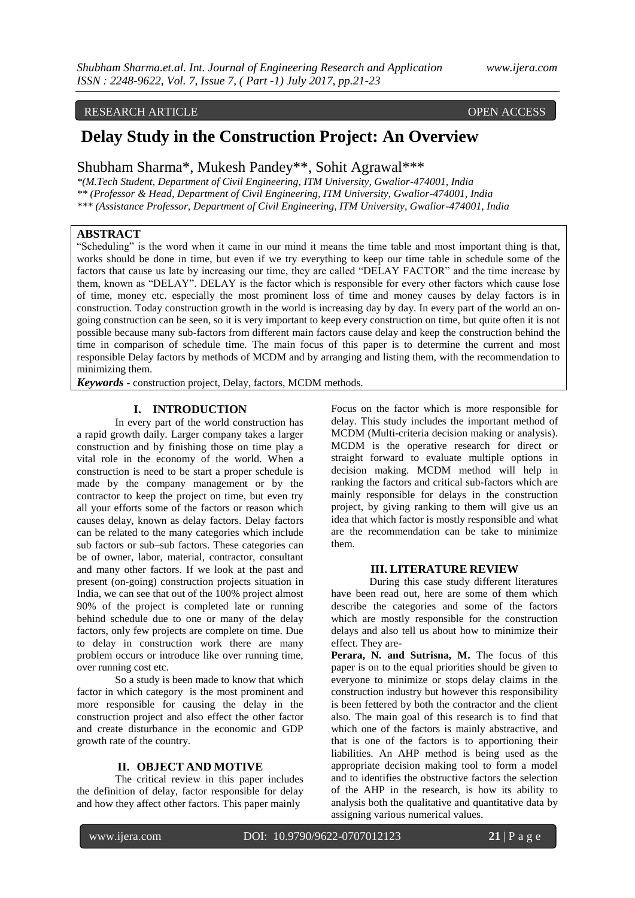RESEARCH ARTICLE OPEN ACCESS

# Delay Study in the Construction Project: An Overview

Shubham Sharma*, Mukesh Pandey**, Sohit Agrawal***

*(M.Tech Student, Department of Civil Engineering, ITM University, Gwalior-474001, India
** (Professor & Head, Department of Civil Engineering, ITM University, Gwalior-474001, India
*** (Assistance Professor, Department of Civil Engineering, ITM University, Gwalior-474001, India

## ABSTRACT

"Scheduling" is the word when it came in our mind it means the time table and most important thing is that, works should be done in time, but even if we try everything to keep our time table in schedule some of the factors that cause us late by increasing our time, they are called "DELAY FACTOR" and the time increase by them, known as "DELAY". DELAY is the factor which is responsible for every other factors which cause lose of time, money etc. especially the most prominent loss of time and money causes by delay factors is in construction. Today construction growth in the world is increasing day by day. In every part of the world an on-going construction can be seen, so it is very important to keep every construction on time, but quite often it is not possible because many sub-factors from different main factors cause delay and keep the construction behind the time in comparison of schedule time. The main focus of this paper is to determine the current and most responsible Delay factors by methods of MCDM and by arranging and listing them, with the recommendation to minimizing them.

***Keywords*** - construction project, Delay, factors, MCDM methods.

## I. INTRODUCTION

In every part of the world construction has a rapid growth daily. Larger company takes a larger construction and by finishing those on time play a vital role in the economy of the world. When a construction is need to be start a proper schedule is made by the company management or by the contractor to keep the project on time, but even try all your efforts some of the factors or reason which causes delay, known as delay factors. Delay factors can be related to the many categories which include sub factors or sub–sub factors. These categories can be of owner, labor, material, contractor, consultant and many other factors. If we look at the past and present (on-going) construction projects situation in India, we can see that out of the 100% project almost 90% of the project is completed late or running behind schedule due to one or many of the delay factors, only few projects are complete on time. Due to delay in construction work there are many problem occurs or introduce like over running time, over running cost etc.

So a study is been made to know that which factor in which category is the most prominent and more responsible for causing the delay in the construction project and also effect the other factor and create disturbance in the economic and GDP growth rate of the country.

## II. OBJECT AND MOTIVE

The critical review in this paper includes the definition of delay, factor responsible for delay and how they affect other factors. This paper mainly Focus on the factor which is more responsible for delay. This study includes the important method of MCDM (Multi-criteria decision making or analysis). MCDM is the operative research for direct or straight forward to evaluate multiple options in decision making. MCDM method will help in ranking the factors and critical sub-factors which are mainly responsible for delays in the construction project, by giving ranking to them will give us an idea that which factor is mostly responsible and what are the recommendation can be take to minimize them.

## III. LITERATURE REVIEW

During this case study different literatures have been read out, here are some of them which describe the categories and some of the factors which are mostly responsible for the construction delays and also tell us about how to minimize their effect. They are-

**Perara, N. and Sutrisna, M.** The focus of this paper is on to the equal priorities should be given to everyone to minimize or stops delay claims in the construction industry but however this responsibility is been fettered by both the contractor and the client also. The main goal of this research is to find that which one of the factors is mainly abstractive, and that is one of the factors is to apportioning their liabilities. An AHP method is being used as the appropriate decision making tool to form a model and to identifies the obstructive factors the selection of the AHP in the research, is how its ability to analysis both the qualitative and quantitative data by assigning various numerical values.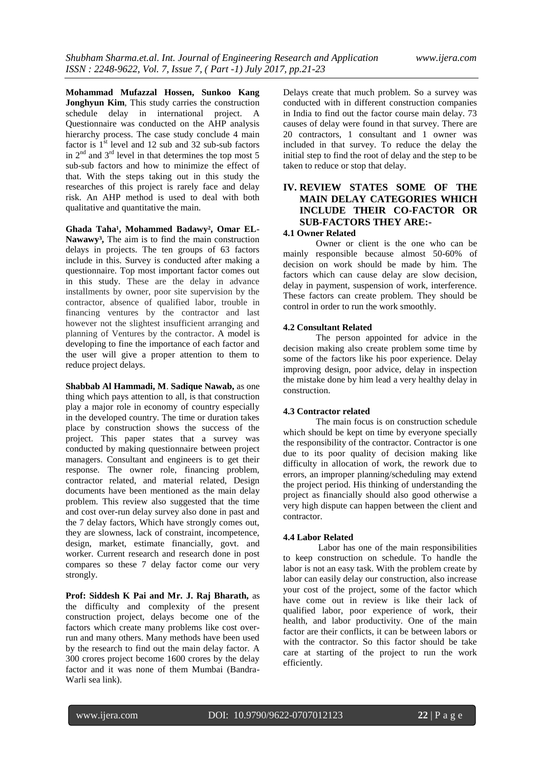**Mohammad Mufazzal Hossen, Sunkoo Kang Jonghyun Kim**, This study carries the construction schedule delay in international project. A Questionnaire was conducted on the AHP analysis hierarchy process. The case study conclude 4 main factor is $1^{st}$ level and 12 sub and 32 sub-sub factors in $2^{nd}$ and $3^{rd}$ level in that determines the top most 5 sub-sub factors and how to minimize the effect of that. With the steps taking out in this study the researches of this project is rarely face and delay risk. An AHP method is used to deal with both qualitative and quantitative the main.

**Ghada Taha[1], Mohammed Badawy[2], Omar EL-Nawawy[3],** The aim is to find the main construction delays in projects. The ten groups of 63 factors include in this. Survey is conducted after making a questionnaire. Top most important factor comes out in this study. These are the delay in advance installments by owner, poor site supervision by the contractor, absence of qualified labor, trouble in financing ventures by the contractor and last however not the slightest insufficient arranging and planning of Ventures by the contractor. A model is developing to fine the importance of each factor and the user will give a proper attention to them to reduce project delays.

**Shabbab Al Hammadi, M. Sadique Nawab,** as one thing which pays attention to all, is that construction play a major role in economy of country especially in the developed country. The time or duration takes place by construction shows the success of the project. This paper states that a survey was conducted by making questionnaire between project managers. Consultant and engineers is to get their response. The owner role, financing problem, contractor related, and material related, Design documents have been mentioned as the main delay problem. This review also suggested that the time and cost over-run delay survey also done in past and the 7 delay factors, Which have strongly comes out, they are slowness, lack of constraint, incompetence, design, market, estimate financially, govt. and worker. Current research and research done in post compares so these 7 delay factor come our very strongly.

**Prof: Siddesh K Pai and Mr. J. Raj Bharath,** as the difficulty and complexity of the present construction project, delays become one of the factors which create many problems like cost over-run and many others. Many methods have been used by the research to find out the main delay factor. A 300 crores project become 1600 crores by the delay factor and it was none of them Mumbai (Bandra-Warli sea link). Delays create that much problem. So a survey was conducted with in different construction companies in India to find out the factor course main delay. 73 causes of delay were found in that survey. There are 20 contractors, 1 consultant and 1 owner was included in that survey. To reduce the delay the initial step to find the root of delay and the step to be taken to reduce or stop that delay.

## IV. REVIEW STATES SOME OF THE MAIN DELAY CATEGORIES WHICH INCLUDE THEIR CO-FACTOR OR SUB-FACTORS THEY ARE:-

### 4.1 Owner Related

Owner or client is the one who can be mainly responsible because almost 50-60% of decision on work should be made by him. The factors which can cause delay are slow decision, delay in payment, suspension of work, interference. These factors can create problem. They should be control in order to run the work smoothly.

### 4.2 Consultant Related

The person appointed for advice in the decision making also create problem some time by some of the factors like his poor experience. Delay improving design, poor advice, delay in inspection the mistake done by him lead a very healthy delay in construction.

### 4.3 Contractor related

The main focus is on construction schedule which should be kept on time by everyone specially the responsibility of the contractor. Contractor is one due to its poor quality of decision making like difficulty in allocation of work, the rework due to errors, an improper planning/scheduling may extend the project period. His thinking of understanding the project as financially should also good otherwise a very high dispute can happen between the client and contractor.

### 4.4 Labor Related

Labor has one of the main responsibilities to keep construction on schedule. To handle the labor is not an easy task. With the problem create by labor can easily delay our construction, also increase your cost of the project, some of the factor which have come out in review is like their lack of qualified labor, poor experience of work, their health, and labor productivity. One of the main factor are their conflicts, it can be between labors or with the contractor. So this factor should be take care at starting of the project to run the work efficiently.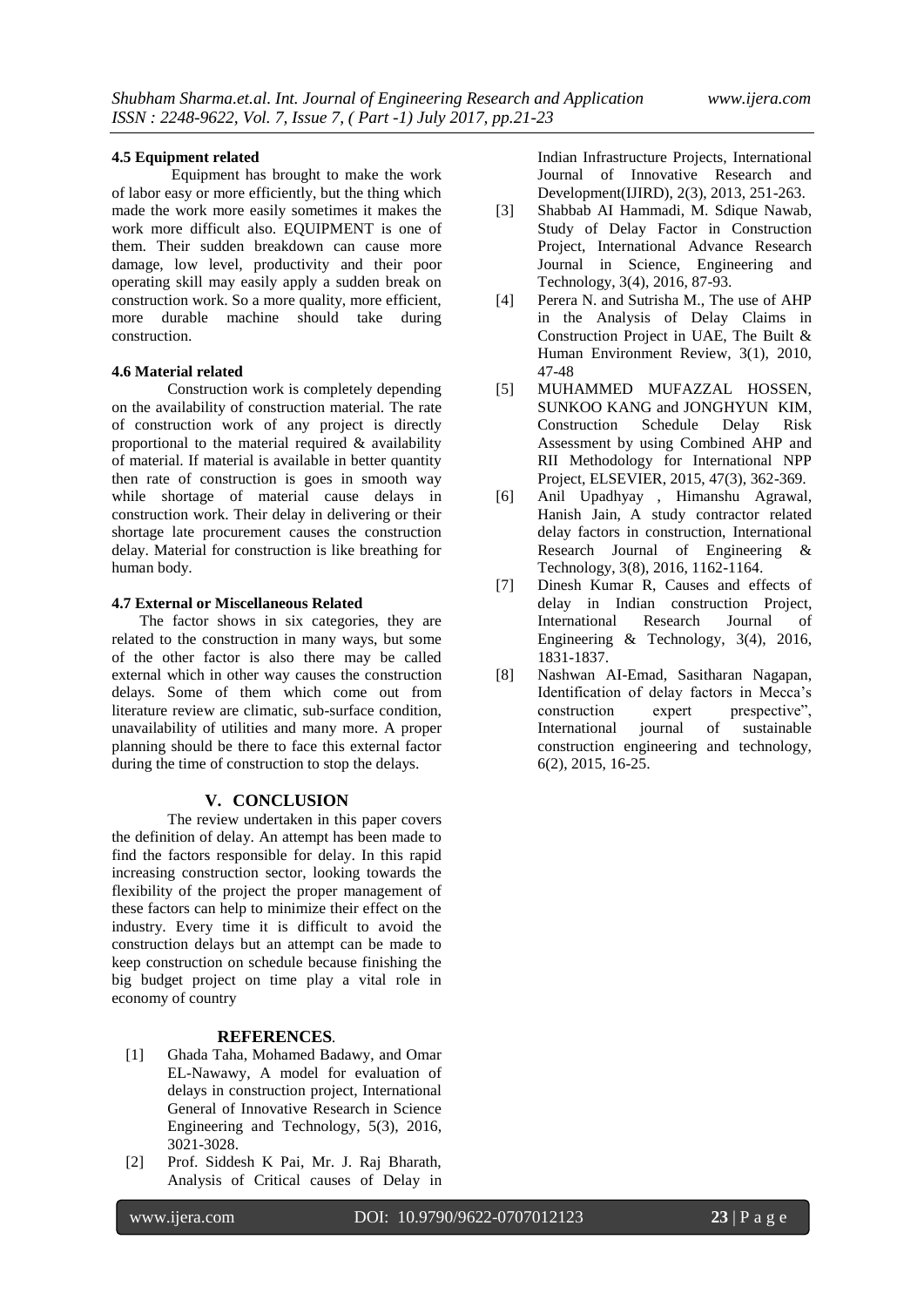#### 4.5 Equipment related

Equipment has brought to make the work of labor easy or more efficiently, but the thing which made the work more easily sometimes it makes the work more difficult also. EQUIPMENT is one of them. Their sudden breakdown can cause more damage, low level, productivity and their poor operating skill may easily apply a sudden break on construction work. So a more quality, more efficient, more durable machine should take during construction.

#### 4.6 Material related

Construction work is completely depending on the availability of construction material. The rate of construction work of any project is directly proportional to the material required & availability of material. If material is available in better quantity then rate of construction is goes in smooth way while shortage of material cause delays in construction work. Their delay in delivering or their shortage late procurement causes the construction delay. Material for construction is like breathing for human body.

#### 4.7 External or Miscellaneous Related

The factor shows in six categories, they are related to the construction in many ways, but some of the other factor is also there may be called external which in other way causes the construction delays. Some of them which come out from literature review are climatic, sub-surface condition, unavailability of utilities and many more. A proper planning should be there to face this external factor during the time of construction to stop the delays.

## V. CONCLUSION

The review undertaken in this paper covers the definition of delay. An attempt has been made to find the factors responsible for delay. In this rapid increasing construction sector, looking towards the flexibility of the project the proper management of these factors can help to minimize their effect on the industry. Every time it is difficult to avoid the construction delays but an attempt can be made to keep construction on schedule because finishing the big budget project on time play a vital role in economy of country

## REFERENCES.

[1] Ghada Taha, Mohamed Badawy, and Omar EL-Nawawy, A model for evaluation of delays in construction project, International General of Innovative Research in Science Engineering and Technology, 5(3), 2016, 3021-3028.

[2] Prof. Siddesh K Pai, Mr. J. Raj Bharath, Analysis of Critical causes of Delay in Indian Infrastructure Projects, International Journal of Innovative Research and Development(IJIRD), 2(3), 2013, 251-263.

[3] Shabbab AI Hammadi, M. Sdique Nawab, Study of Delay Factor in Construction Project, International Advance Research Journal in Science, Engineering and Technology, 3(4), 2016, 87-93.

[4] Perera N. and Sutrisha M., The use of AHP in the Analysis of Delay Claims in Construction Project in UAE, The Built & Human Environment Review, 3(1), 2010, 47-48

[5] MUHAMMED MUFAZZAL HOSSEN, SUNKOO KANG and JONGHYUN KIM, Construction Schedule Delay Risk Assessment by using Combined AHP and RII Methodology for International NPP Project, ELSEVIER, 2015, 47(3), 362-369.

[6] Anil Upadhyay , Himanshu Agrawal, Hanish Jain, A study contractor related delay factors in construction, International Research Journal of Engineering & Technology, 3(8), 2016, 1162-1164.

[7] Dinesh Kumar R, Causes and effects of delay in Indian construction Project, International Research Journal of Engineering & Technology, 3(4), 2016, 1831-1837.

[8] Nashwan AI-Emad, Sasitharan Nagapan, Identification of delay factors in Mecca's construction expert prespective", International journal of sustainable construction engineering and technology, 6(2), 2015, 16-25.